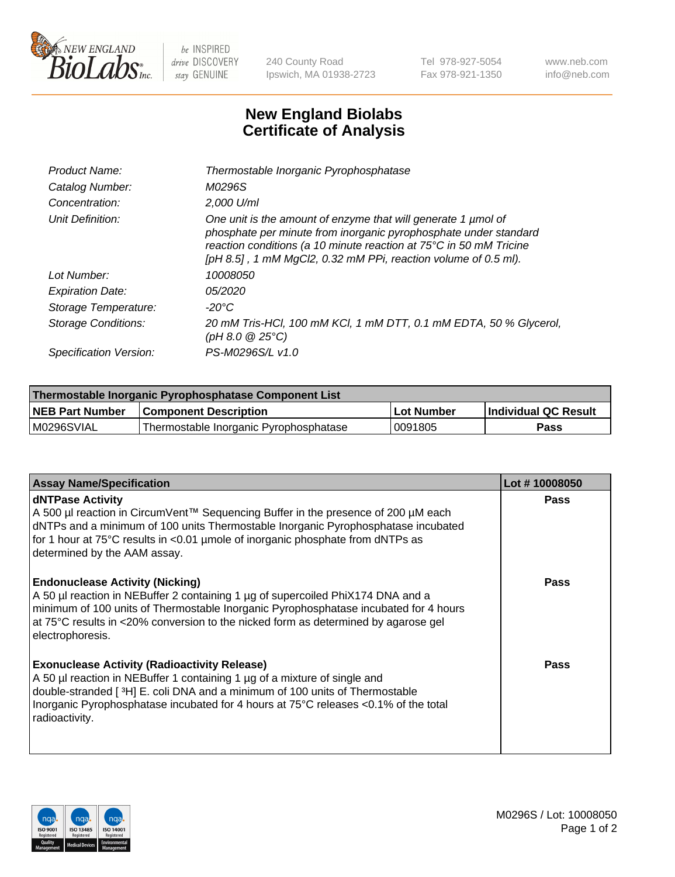New England BioLabs Inc. — be INSPIRED drive DISCOVERY stay GENUINE

240 County Road
Ipswich, MA 01938-2723

Tel 978-927-5054
Fax 978-921-1350

www.neb.com
info@neb.com

# New England Biolabs Certificate of Analysis

| | |
|---|---|
| *Product Name:* | *Thermostable Inorganic Pyrophosphatase* |
| *Catalog Number:* | *M0296S* |
| *Concentration:* | *2,000 U/ml* |
| *Unit Definition:* | *One unit is the amount of enzyme that will generate 1 µmol of phosphate per minute from inorganic pyrophosphate under standard reaction conditions (a 10 minute reaction at 75°C in 50 mM Tricine [pH 8.5] , 1 mM $MgCl_2$, 0.32 mM PPi, reaction volume of 0.5 ml).* |
| *Lot Number:* | *10008050* |
| *Expiration Date:* | *05/2020* |
| *Storage Temperature:* | *-20°C* |
| *Storage Conditions:* | *20 mM Tris-HCl, 100 mM KCl, 1 mM DTT, 0.1 mM EDTA, 50 % Glycerol, (pH 8.0 @ 25°C)* |
| *Specification Version:* | *PS-M0296S/L v1.0* |

| Thermostable Inorganic Pyrophosphatase Component List | | | |
|---|---|---|---|
| **NEB Part Number** | **Component Description** | **Lot Number** | **Individual QC Result** |
| M0296SVIAL | Thermostable Inorganic Pyrophosphatase | 0091805 | **Pass** |

| Assay Name/Specification | Lot # 10008050 |
|---|---|
| **dNTPase Activity**<br>A 500 µl reaction in CircumVent™ Sequencing Buffer in the presence of 200 µM each dNTPs and a minimum of 100 units Thermostable Inorganic Pyrophosphatase incubated for 1 hour at 75°C results in <0.01 µmole of inorganic phosphate from dNTPs as determined by the AAM assay. | **Pass** |
| **Endonuclease Activity (Nicking)**<br>A 50 µl reaction in NEBuffer 2 containing 1 µg of supercoiled PhiX174 DNA and a minimum of 100 units of Thermostable Inorganic Pyrophosphatase incubated for 4 hours at 75°C results in <20% conversion to the nicked form as determined by agarose gel electrophoresis. | **Pass** |
| **Exonuclease Activity (Radioactivity Release)**<br>A 50 µl reaction in NEBuffer 1 containing 1 µg of a mixture of single and double-stranded [ $^3$H] E. coli DNA and a minimum of 100 units of Thermostable Inorganic Pyrophosphatase incubated for 4 hours at 75°C releases <0.1% of the total radioactivity. | **Pass** |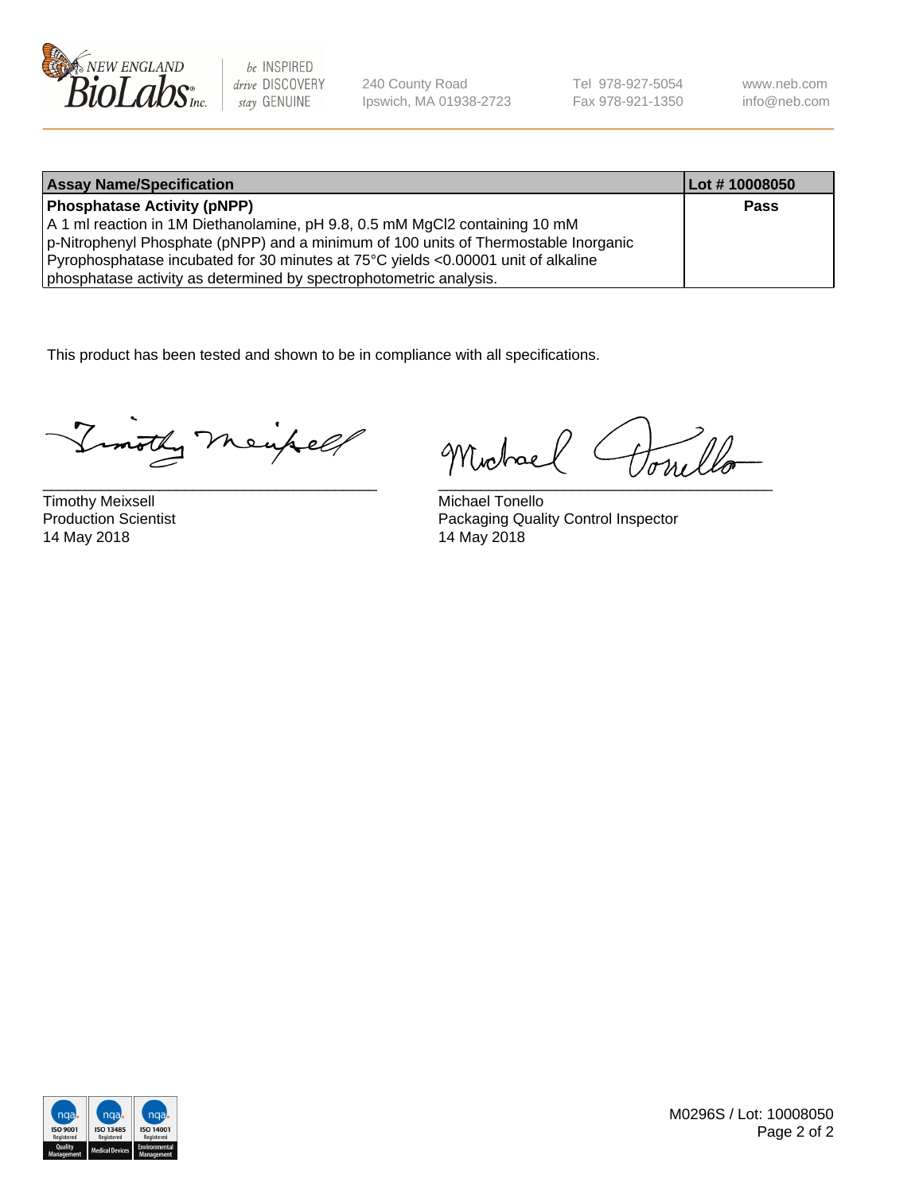New England BioLabs Inc. — be INSPIRED drive DISCOVERY stay GENUINE

240 County Road
Ipswich, MA 01938-2723

Tel 978-927-5054
Fax 978-921-1350

www.neb.com
info@neb.com

| Assay Name/Specification | Lot # 10008050 |
| --- | --- |
| **Phosphatase Activity (pNPP)**<br>A 1 ml reaction in 1M Diethanolamine, pH 9.8, 0.5 mM $MgCl_2$ containing 10 mM p-Nitrophenyl Phosphate (pNPP) and a minimum of 100 units of Thermostable Inorganic Pyrophosphatase incubated for 30 minutes at 75°C yields <0.00001 unit of alkaline phosphatase activity as determined by spectrophotometric analysis. | Pass |

This product has been tested and shown to be in compliance with all specifications.

Timothy Meixsell
Production Scientist
14 May 2018

Michael Tonello
Packaging Quality Control Inspector
14 May 2018

M0296S / Lot: 10008050